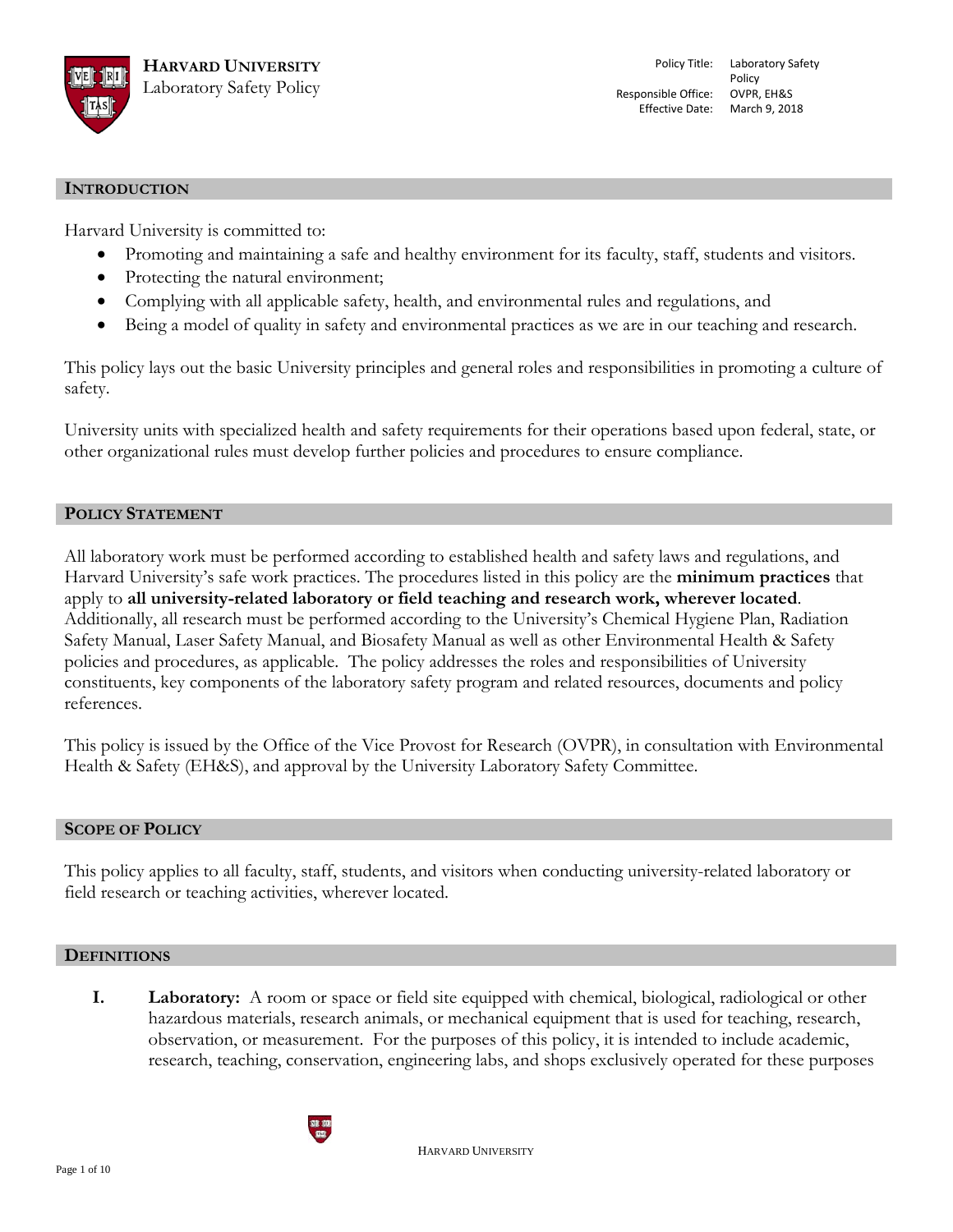**HARVARD UNIVERSITY**
Laboratory Safety Policy

| | |
|---|---|
| Policy Title: | Laboratory Safety Policy |
| Responsible Office: | OVPR, EH&S |
| Effective Date: | March 9, 2018 |

## INTRODUCTION

Harvard University is committed to:

- Promoting and maintaining a safe and healthy environment for its faculty, staff, students and visitors.
- Protecting the natural environment;
- Complying with all applicable safety, health, and environmental rules and regulations, and
- Being a model of quality in safety and environmental practices as we are in our teaching and research.

This policy lays out the basic University principles and general roles and responsibilities in promoting a culture of safety.

University units with specialized health and safety requirements for their operations based upon federal, state, or other organizational rules must develop further policies and procedures to ensure compliance.

## POLICY STATEMENT

All laboratory work must be performed according to established health and safety laws and regulations, and Harvard University's safe work practices. The procedures listed in this policy are the **minimum practices** that apply to **all university-related laboratory or field teaching and research work, wherever located**. Additionally, all research must be performed according to the University's Chemical Hygiene Plan, Radiation Safety Manual, Laser Safety Manual, and Biosafety Manual as well as other Environmental Health & Safety policies and procedures, as applicable. The policy addresses the roles and responsibilities of University constituents, key components of the laboratory safety program and related resources, documents and policy references.

This policy is issued by the Office of the Vice Provost for Research (OVPR), in consultation with Environmental Health & Safety (EH&S), and approval by the University Laboratory Safety Committee.

## SCOPE OF POLICY

This policy applies to all faculty, staff, students, and visitors when conducting university-related laboratory or field research or teaching activities, wherever located.

## DEFINITIONS

**I. Laboratory:** A room or space or field site equipped with chemical, biological, radiological or other hazardous materials, research animals, or mechanical equipment that is used for teaching, research, observation, or measurement. For the purposes of this policy, it is intended to include academic, research, teaching, conservation, engineering labs, and shops exclusively operated for these purposes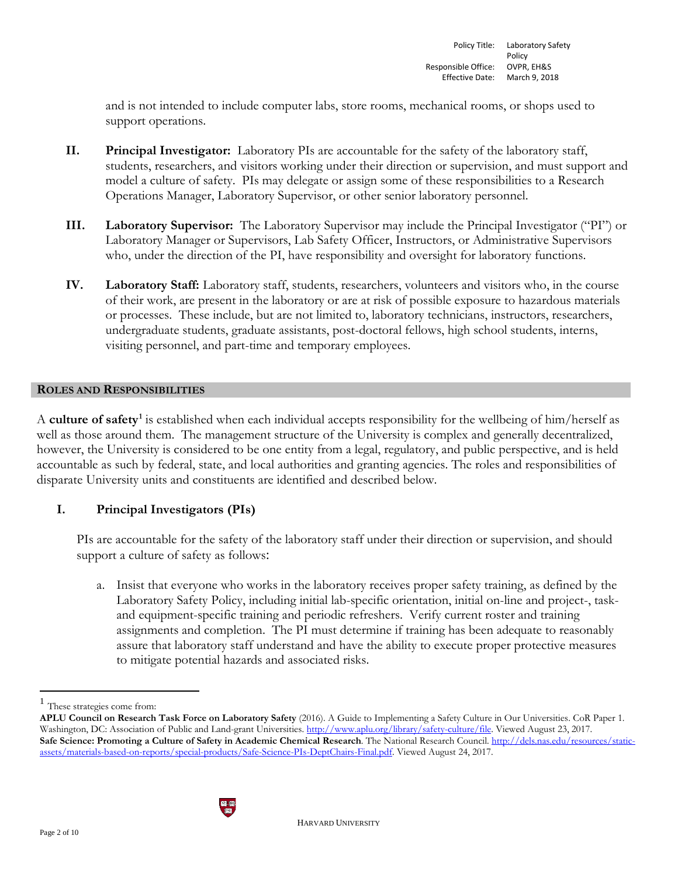and is not intended to include computer labs, store rooms, mechanical rooms, or shops used to support operations.

II. **Principal Investigator:** Laboratory PIs are accountable for the safety of the laboratory staff, students, researchers, and visitors working under their direction or supervision, and must support and model a culture of safety. PIs may delegate or assign some of these responsibilities to a Research Operations Manager, Laboratory Supervisor, or other senior laboratory personnel.

III. **Laboratory Supervisor:** The Laboratory Supervisor may include the Principal Investigator ("PI") or Laboratory Manager or Supervisors, Lab Safety Officer, Instructors, or Administrative Supervisors who, under the direction of the PI, have responsibility and oversight for laboratory functions.

IV. **Laboratory Staff:** Laboratory staff, students, researchers, volunteers and visitors who, in the course of their work, are present in the laboratory or are at risk of possible exposure to hazardous materials or processes. These include, but are not limited to, laboratory technicians, instructors, researchers, undergraduate students, graduate assistants, post-doctoral fellows, high school students, interns, visiting personnel, and part-time and temporary employees.

## ROLES AND RESPONSIBILITIES

A **culture of safety**[1] is established when each individual accepts responsibility for the wellbeing of him/herself as well as those around them. The management structure of the University is complex and generally decentralized, however, the University is considered to be one entity from a legal, regulatory, and public perspective, and is held accountable as such by federal, state, and local authorities and granting agencies. The roles and responsibilities of disparate University units and constituents are identified and described below.

### I. Principal Investigators (PIs)

PIs are accountable for the safety of the laboratory staff under their direction or supervision, and should support a culture of safety as follows:

a. Insist that everyone who works in the laboratory receives proper safety training, as defined by the Laboratory Safety Policy, including initial lab-specific orientation, initial on-line and project-, task- and equipment-specific training and periodic refreshers. Verify current roster and training assignments and completion. The PI must determine if training has been adequate to reasonably assure that laboratory staff understand and have the ability to execute proper protective measures to mitigate potential hazards and associated risks.

---

[1] These strategies come from:

**APLU Council on Research Task Force on Laboratory Safety** (2016). A Guide to Implementing a Safety Culture in Our Universities. CoR Paper 1. Washington, DC: Association of Public and Land-grant Universities. http://www.aplu.org/library/safety-culture/file. Viewed August 23, 2017.

**Safe Science: Promoting a Culture of Safety in Academic Chemical Research**. The National Research Council. http://dels.nas.edu/resources/static-assets/materials-based-on-reports/special-products/Safe-Science-PIs-DeptChairs-Final.pdf. Viewed August 24, 2017.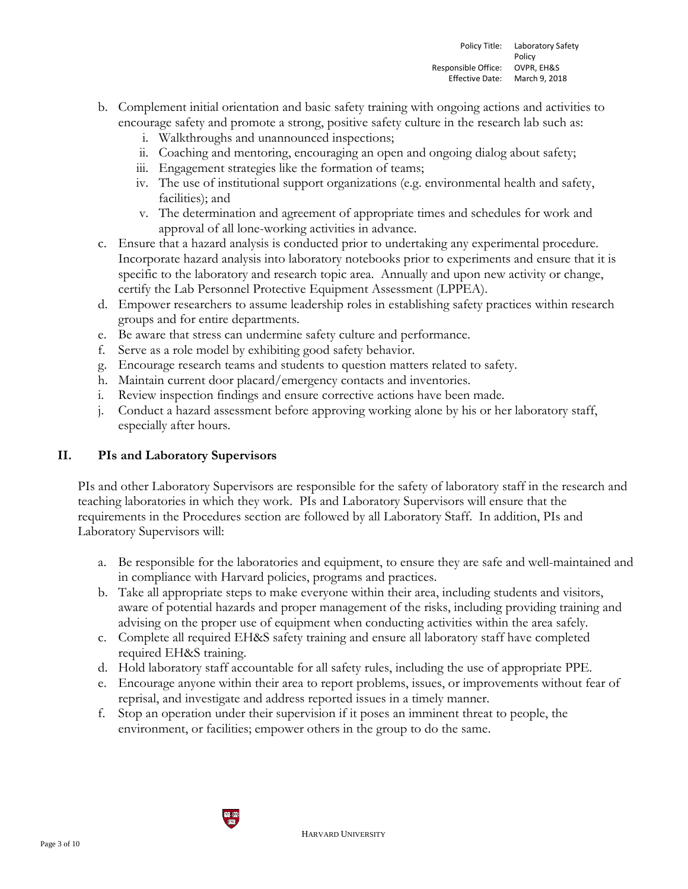b. Complement initial orientation and basic safety training with ongoing actions and activities to encourage safety and promote a strong, positive safety culture in the research lab such as:
    i. Walkthroughs and unannounced inspections;
    ii. Coaching and mentoring, encouraging an open and ongoing dialog about safety;
    iii. Engagement strategies like the formation of teams;
    iv. The use of institutional support organizations (e.g. environmental health and safety, facilities); and
    v. The determination and agreement of appropriate times and schedules for work and approval of all lone-working activities in advance.

c. Ensure that a hazard analysis is conducted prior to undertaking any experimental procedure. Incorporate hazard analysis into laboratory notebooks prior to experiments and ensure that it is specific to the laboratory and research topic area. Annually and upon new activity or change, certify the Lab Personnel Protective Equipment Assessment (LPPEA).

d. Empower researchers to assume leadership roles in establishing safety practices within research groups and for entire departments.

e. Be aware that stress can undermine safety culture and performance.

f. Serve as a role model by exhibiting good safety behavior.

g. Encourage research teams and students to question matters related to safety.

h. Maintain current door placard/emergency contacts and inventories.

i. Review inspection findings and ensure corrective actions have been made.

j. Conduct a hazard assessment before approving working alone by his or her laboratory staff, especially after hours.

## II. PIs and Laboratory Supervisors

PIs and other Laboratory Supervisors are responsible for the safety of laboratory staff in the research and teaching laboratories in which they work. PIs and Laboratory Supervisors will ensure that the requirements in the Procedures section are followed by all Laboratory Staff. In addition, PIs and Laboratory Supervisors will:

a. Be responsible for the laboratories and equipment, to ensure they are safe and well-maintained and in compliance with Harvard policies, programs and practices.

b. Take all appropriate steps to make everyone within their area, including students and visitors, aware of potential hazards and proper management of the risks, including providing training and advising on the proper use of equipment when conducting activities within the area safely.

c. Complete all required EH&S safety training and ensure all laboratory staff have completed required EH&S training.

d. Hold laboratory staff accountable for all safety rules, including the use of appropriate PPE.

e. Encourage anyone within their area to report problems, issues, or improvements without fear of reprisal, and investigate and address reported issues in a timely manner.

f. Stop an operation under their supervision if it poses an imminent threat to people, the environment, or facilities; empower others in the group to do the same.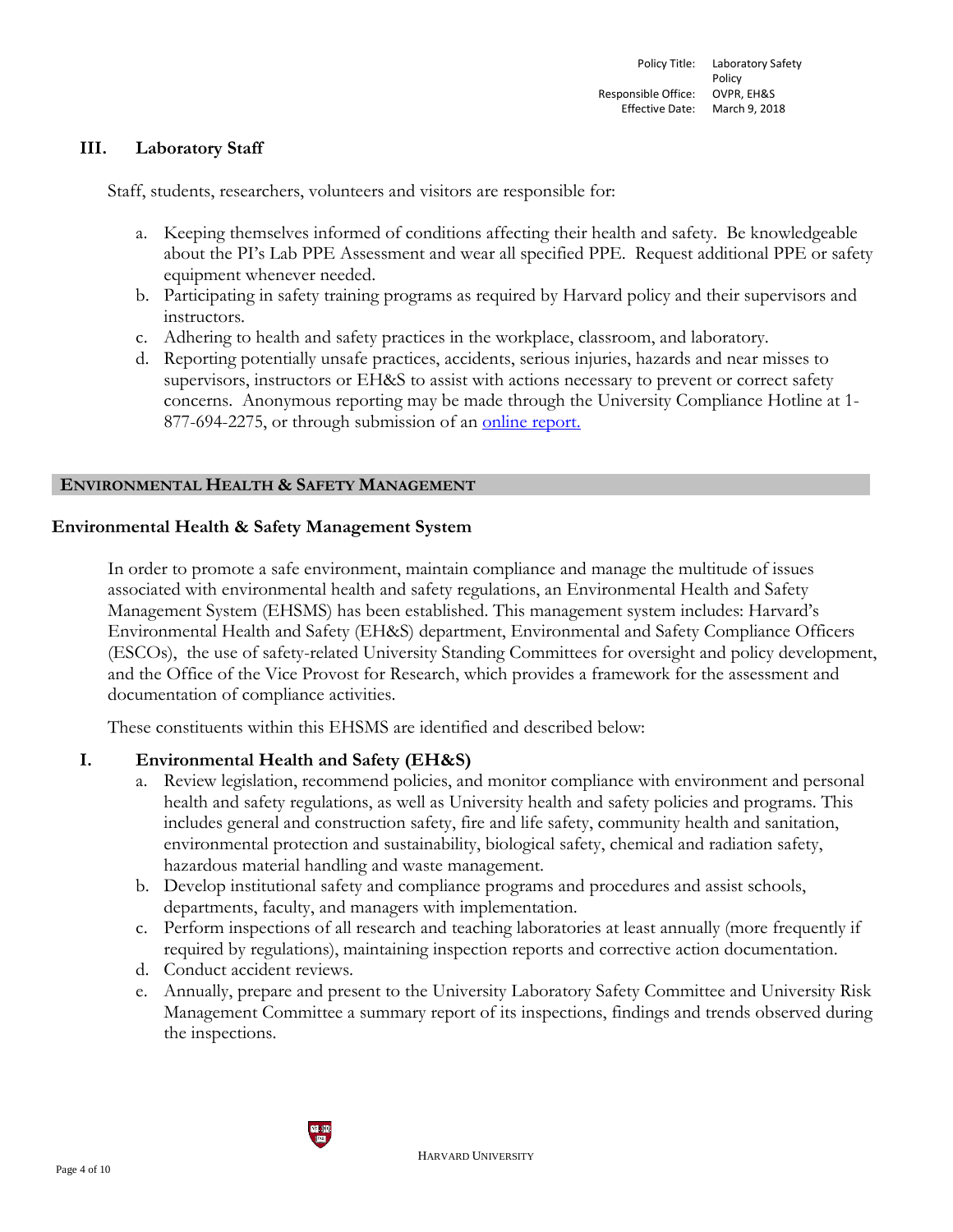### III. Laboratory Staff

Staff, students, researchers, volunteers and visitors are responsible for:

a. Keeping themselves informed of conditions affecting their health and safety. Be knowledgeable about the PI's Lab PPE Assessment and wear all specified PPE. Request additional PPE or safety equipment whenever needed.
b. Participating in safety training programs as required by Harvard policy and their supervisors and instructors.
c. Adhering to health and safety practices in the workplace, classroom, and laboratory.
d. Reporting potentially unsafe practices, accidents, serious injuries, hazards and near misses to supervisors, instructors or EH&S to assist with actions necessary to prevent or correct safety concerns. Anonymous reporting may be made through the University Compliance Hotline at 1-877-694-2275, or through submission of an online report.

## ENVIRONMENTAL HEALTH & SAFETY MANAGEMENT

### Environmental Health & Safety Management System

In order to promote a safe environment, maintain compliance and manage the multitude of issues associated with environmental health and safety regulations, an Environmental Health and Safety Management System (EHSMS) has been established. This management system includes: Harvard's Environmental Health and Safety (EH&S) department, Environmental and Safety Compliance Officers (ESCOs), the use of safety-related University Standing Committees for oversight and policy development, and the Office of the Vice Provost for Research, which provides a framework for the assessment and documentation of compliance activities.

These constituents within this EHSMS are identified and described below:

### I. Environmental Health and Safety (EH&S)

a. Review legislation, recommend policies, and monitor compliance with environment and personal health and safety regulations, as well as University health and safety policies and programs. This includes general and construction safety, fire and life safety, community health and sanitation, environmental protection and sustainability, biological safety, chemical and radiation safety, hazardous material handling and waste management.
b. Develop institutional safety and compliance programs and procedures and assist schools, departments, faculty, and managers with implementation.
c. Perform inspections of all research and teaching laboratories at least annually (more frequently if required by regulations), maintaining inspection reports and corrective action documentation.
d. Conduct accident reviews.
e. Annually, prepare and present to the University Laboratory Safety Committee and University Risk Management Committee a summary report of its inspections, findings and trends observed during the inspections.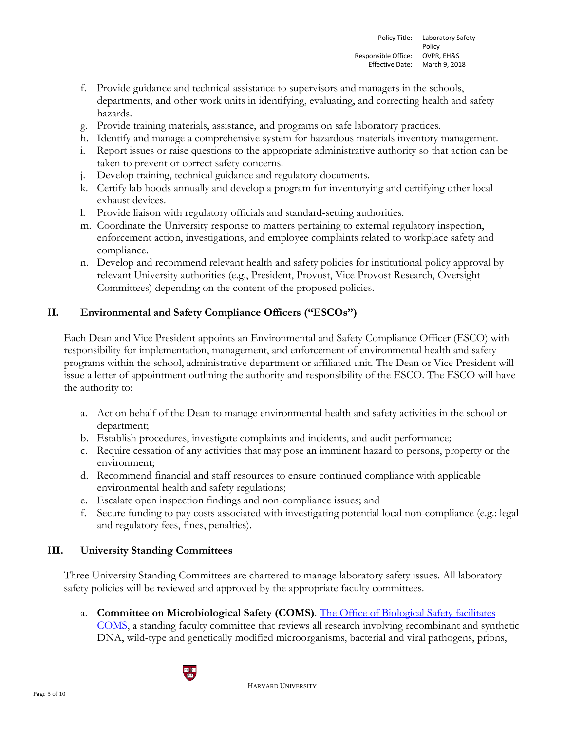f. Provide guidance and technical assistance to supervisors and managers in the schools, departments, and other work units in identifying, evaluating, and correcting health and safety hazards.
g. Provide training materials, assistance, and programs on safe laboratory practices.
h. Identify and manage a comprehensive system for hazardous materials inventory management.
i. Report issues or raise questions to the appropriate administrative authority so that action can be taken to prevent or correct safety concerns.
j. Develop training, technical guidance and regulatory documents.
k. Certify lab hoods annually and develop a program for inventorying and certifying other local exhaust devices.
l. Provide liaison with regulatory officials and standard-setting authorities.
m. Coordinate the University response to matters pertaining to external regulatory inspection, enforcement action, investigations, and employee complaints related to workplace safety and compliance.
n. Develop and recommend relevant health and safety policies for institutional policy approval by relevant University authorities (e.g., President, Provost, Vice Provost Research, Oversight Committees) depending on the content of the proposed policies.

## II. Environmental and Safety Compliance Officers ("ESCOs")

Each Dean and Vice President appoints an Environmental and Safety Compliance Officer (ESCO) with responsibility for implementation, management, and enforcement of environmental health and safety programs within the school, administrative department or affiliated unit. The Dean or Vice President will issue a letter of appointment outlining the authority and responsibility of the ESCO. The ESCO will have the authority to:

a. Act on behalf of the Dean to manage environmental health and safety activities in the school or department;
b. Establish procedures, investigate complaints and incidents, and audit performance;
c. Require cessation of any activities that may pose an imminent hazard to persons, property or the environment;
d. Recommend financial and staff resources to ensure continued compliance with applicable environmental health and safety regulations;
e. Escalate open inspection findings and non-compliance issues; and
f. Secure funding to pay costs associated with investigating potential local non-compliance (e.g.: legal and regulatory fees, fines, penalties).

## III. University Standing Committees

Three University Standing Committees are chartered to manage laboratory safety issues. All laboratory safety policies will be reviewed and approved by the appropriate faculty committees.

a. **Committee on Microbiological Safety (COMS)**. The Office of Biological Safety facilitates COMS, a standing faculty committee that reviews all research involving recombinant and synthetic DNA, wild-type and genetically modified microorganisms, bacterial and viral pathogens, prions,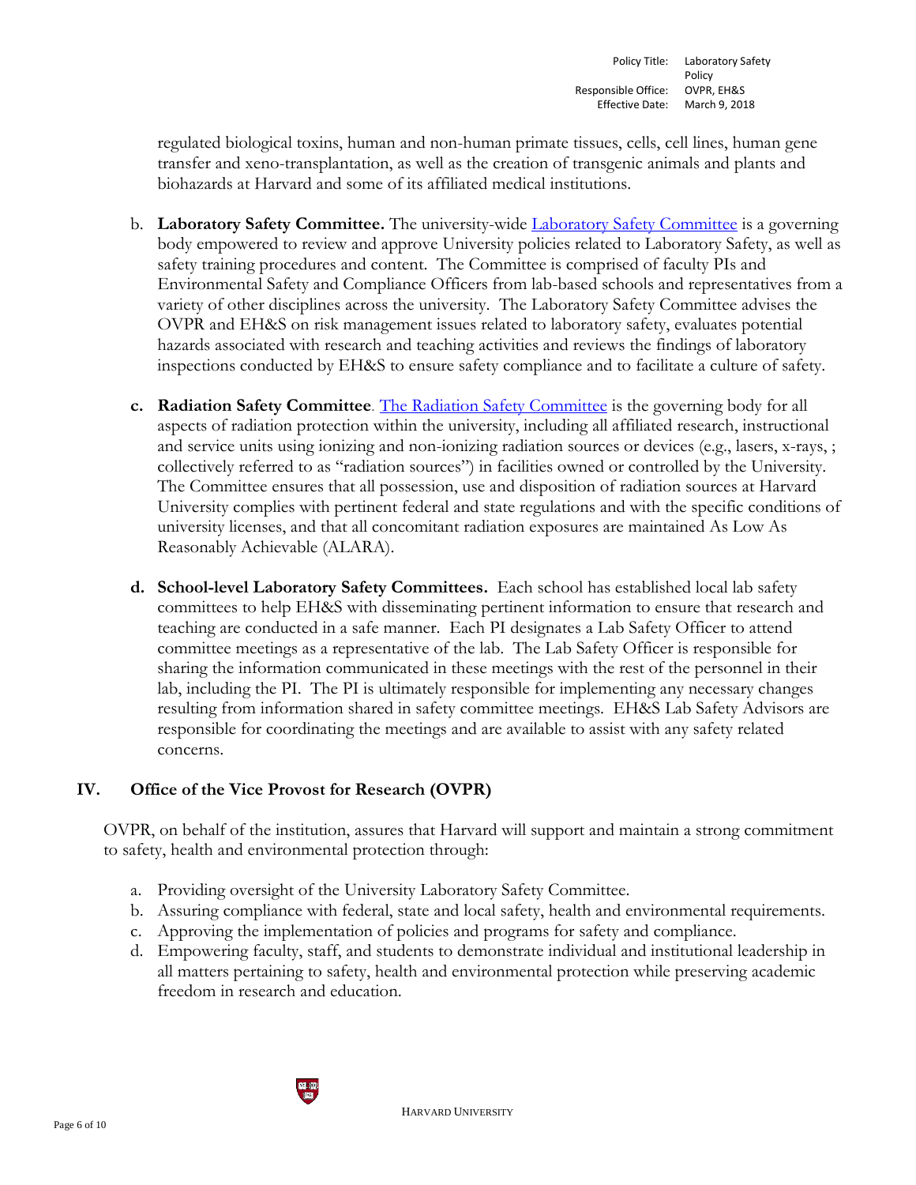regulated biological toxins, human and non-human primate tissues, cells, cell lines, human gene transfer and xeno-transplantation, as well as the creation of transgenic animals and plants and biohazards at Harvard and some of its affiliated medical institutions.

b. **Laboratory Safety Committee.** The university-wide Laboratory Safety Committee is a governing body empowered to review and approve University policies related to Laboratory Safety, as well as safety training procedures and content. The Committee is comprised of faculty PIs and Environmental Safety and Compliance Officers from lab-based schools and representatives from a variety of other disciplines across the university. The Laboratory Safety Committee advises the OVPR and EH&S on risk management issues related to laboratory safety, evaluates potential hazards associated with research and teaching activities and reviews the findings of laboratory inspections conducted by EH&S to ensure safety compliance and to facilitate a culture of safety.

c. **Radiation Safety Committee**. The Radiation Safety Committee is the governing body for all aspects of radiation protection within the university, including all affiliated research, instructional and service units using ionizing and non-ionizing radiation sources or devices (e.g., lasers, x-rays, ; collectively referred to as "radiation sources") in facilities owned or controlled by the University. The Committee ensures that all possession, use and disposition of radiation sources at Harvard University complies with pertinent federal and state regulations and with the specific conditions of university licenses, and that all concomitant radiation exposures are maintained As Low As Reasonably Achievable (ALARA).

d. **School-level Laboratory Safety Committees.** Each school has established local lab safety committees to help EH&S with disseminating pertinent information to ensure that research and teaching are conducted in a safe manner. Each PI designates a Lab Safety Officer to attend committee meetings as a representative of the lab. The Lab Safety Officer is responsible for sharing the information communicated in these meetings with the rest of the personnel in their lab, including the PI. The PI is ultimately responsible for implementing any necessary changes resulting from information shared in safety committee meetings. EH&S Lab Safety Advisors are responsible for coordinating the meetings and are available to assist with any safety related concerns.

## IV. Office of the Vice Provost for Research (OVPR)

OVPR, on behalf of the institution, assures that Harvard will support and maintain a strong commitment to safety, health and environmental protection through:

a. Providing oversight of the University Laboratory Safety Committee.
b. Assuring compliance with federal, state and local safety, health and environmental requirements.
c. Approving the implementation of policies and programs for safety and compliance.
d. Empowering faculty, staff, and students to demonstrate individual and institutional leadership in all matters pertaining to safety, health and environmental protection while preserving academic freedom in research and education.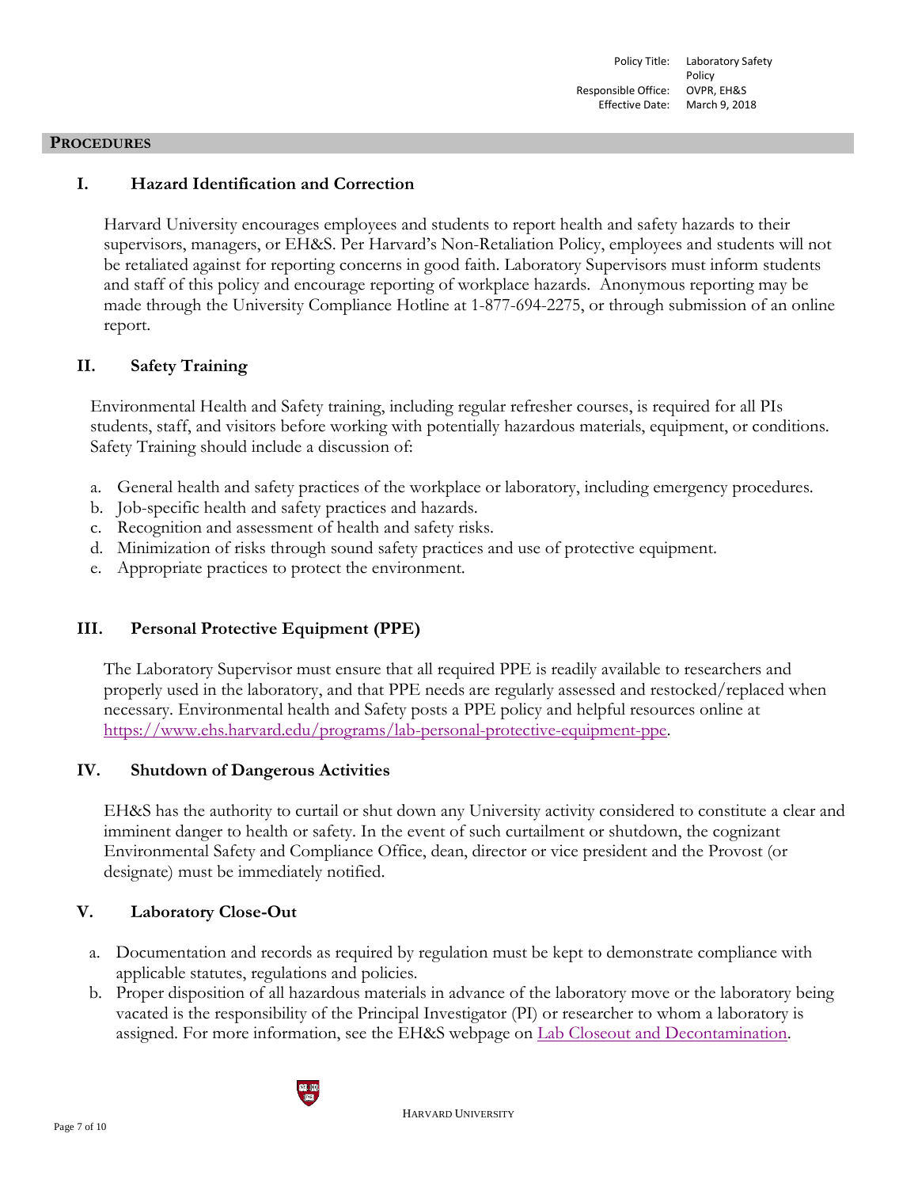## PROCEDURES

### I. Hazard Identification and Correction

Harvard University encourages employees and students to report health and safety hazards to their supervisors, managers, or EH&S. Per Harvard's Non-Retaliation Policy, employees and students will not be retaliated against for reporting concerns in good faith. Laboratory Supervisors must inform students and staff of this policy and encourage reporting of workplace hazards. Anonymous reporting may be made through the University Compliance Hotline at 1-877-694-2275, or through submission of an online report.

### II. Safety Training

Environmental Health and Safety training, including regular refresher courses, is required for all PIs students, staff, and visitors before working with potentially hazardous materials, equipment, or conditions. Safety Training should include a discussion of:

a. General health and safety practices of the workplace or laboratory, including emergency procedures.
b. Job-specific health and safety practices and hazards.
c. Recognition and assessment of health and safety risks.
d. Minimization of risks through sound safety practices and use of protective equipment.
e. Appropriate practices to protect the environment.

### III. Personal Protective Equipment (PPE)

The Laboratory Supervisor must ensure that all required PPE is readily available to researchers and properly used in the laboratory, and that PPE needs are regularly assessed and restocked/replaced when necessary. Environmental health and Safety posts a PPE policy and helpful resources online at [https://www.ehs.harvard.edu/programs/lab-personal-protective-equipment-ppe](https://www.ehs.harvard.edu/programs/lab-personal-protective-equipment-ppe).

### IV. Shutdown of Dangerous Activities

EH&S has the authority to curtail or shut down any University activity considered to constitute a clear and imminent danger to health or safety. In the event of such curtailment or shutdown, the cognizant Environmental Safety and Compliance Office, dean, director or vice president and the Provost (or designate) must be immediately notified.

### V. Laboratory Close-Out

a. Documentation and records as required by regulation must be kept to demonstrate compliance with applicable statutes, regulations and policies.
b. Proper disposition of all hazardous materials in advance of the laboratory move or the laboratory being vacated is the responsibility of the Principal Investigator (PI) or researcher to whom a laboratory is assigned. For more information, see the EH&S webpage on Lab Closeout and Decontamination.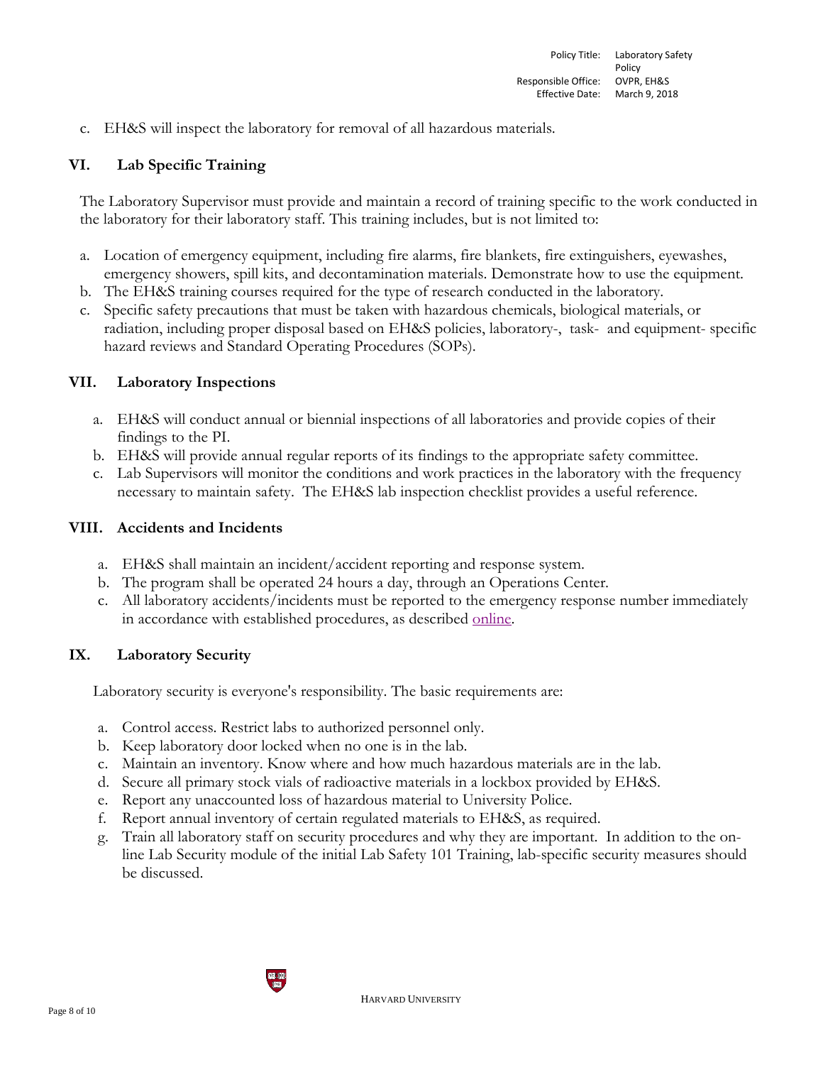c. EH&S will inspect the laboratory for removal of all hazardous materials.

## VI. Lab Specific Training

The Laboratory Supervisor must provide and maintain a record of training specific to the work conducted in the laboratory for their laboratory staff. This training includes, but is not limited to:

a. Location of emergency equipment, including fire alarms, fire blankets, fire extinguishers, eyewashes, emergency showers, spill kits, and decontamination materials. Demonstrate how to use the equipment.
b. The EH&S training courses required for the type of research conducted in the laboratory.
c. Specific safety precautions that must be taken with hazardous chemicals, biological materials, or radiation, including proper disposal based on EH&S policies, laboratory-, task- and equipment- specific hazard reviews and Standard Operating Procedures (SOPs).

## VII. Laboratory Inspections

a. EH&S will conduct annual or biennial inspections of all laboratories and provide copies of their findings to the PI.
b. EH&S will provide annual regular reports of its findings to the appropriate safety committee.
c. Lab Supervisors will monitor the conditions and work practices in the laboratory with the frequency necessary to maintain safety. The EH&S lab inspection checklist provides a useful reference.

## VIII. Accidents and Incidents

a. EH&S shall maintain an incident/accident reporting and response system.
b. The program shall be operated 24 hours a day, through an Operations Center.
c. All laboratory accidents/incidents must be reported to the emergency response number immediately in accordance with established procedures, as described online.

## IX. Laboratory Security

Laboratory security is everyone's responsibility. The basic requirements are:

a. Control access. Restrict labs to authorized personnel only.
b. Keep laboratory door locked when no one is in the lab.
c. Maintain an inventory. Know where and how much hazardous materials are in the lab.
d. Secure all primary stock vials of radioactive materials in a lockbox provided by EH&S.
e. Report any unaccounted loss of hazardous material to University Police.
f. Report annual inventory of certain regulated materials to EH&S, as required.
g. Train all laboratory staff on security procedures and why they are important. In addition to the on-line Lab Security module of the initial Lab Safety 101 Training, lab-specific security measures should be discussed.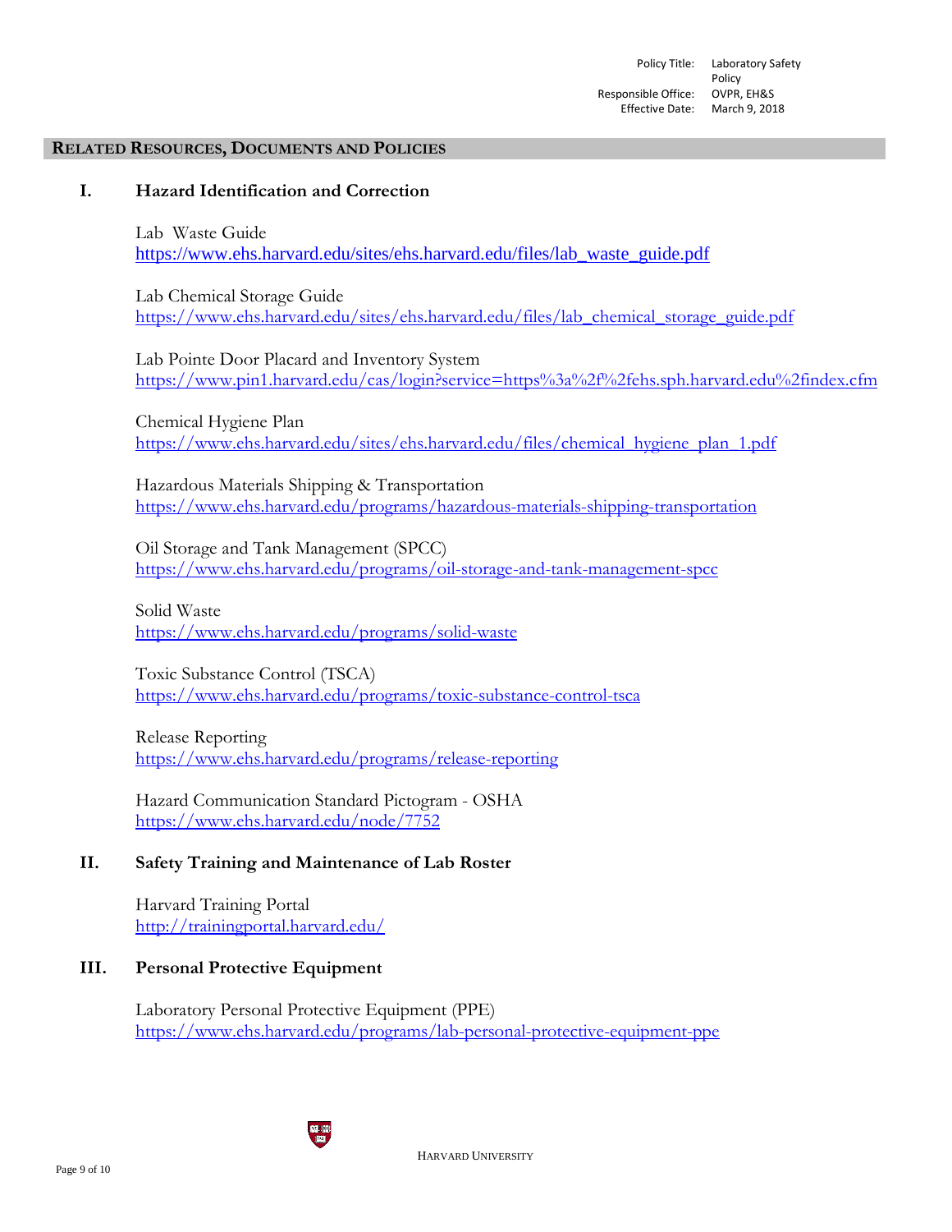## Related Resources, Documents and Policies

### I. Hazard Identification and Correction

Lab Waste Guide
https://www.ehs.harvard.edu/sites/ehs.harvard.edu/files/lab_waste_guide.pdf

Lab Chemical Storage Guide
https://www.ehs.harvard.edu/sites/ehs.harvard.edu/files/lab_chemical_storage_guide.pdf

Lab Pointe Door Placard and Inventory System
https://www.pin1.harvard.edu/cas/login?service=https%3a%2f%2fehs.sph.harvard.edu%2findex.cfm

Chemical Hygiene Plan
https://www.ehs.harvard.edu/sites/ehs.harvard.edu/files/chemical_hygiene_plan_1.pdf

Hazardous Materials Shipping & Transportation
https://www.ehs.harvard.edu/programs/hazardous-materials-shipping-transportation

Oil Storage and Tank Management (SPCC)
https://www.ehs.harvard.edu/programs/oil-storage-and-tank-management-spcc

Solid Waste
https://www.ehs.harvard.edu/programs/solid-waste

Toxic Substance Control (TSCA)
https://www.ehs.harvard.edu/programs/toxic-substance-control-tsca

Release Reporting
https://www.ehs.harvard.edu/programs/release-reporting

Hazard Communication Standard Pictogram - OSHA
https://www.ehs.harvard.edu/node/7752

### II. Safety Training and Maintenance of Lab Roster

Harvard Training Portal
http://trainingportal.harvard.edu/

### III. Personal Protective Equipment

Laboratory Personal Protective Equipment (PPE)
https://www.ehs.harvard.edu/programs/lab-personal-protective-equipment-ppe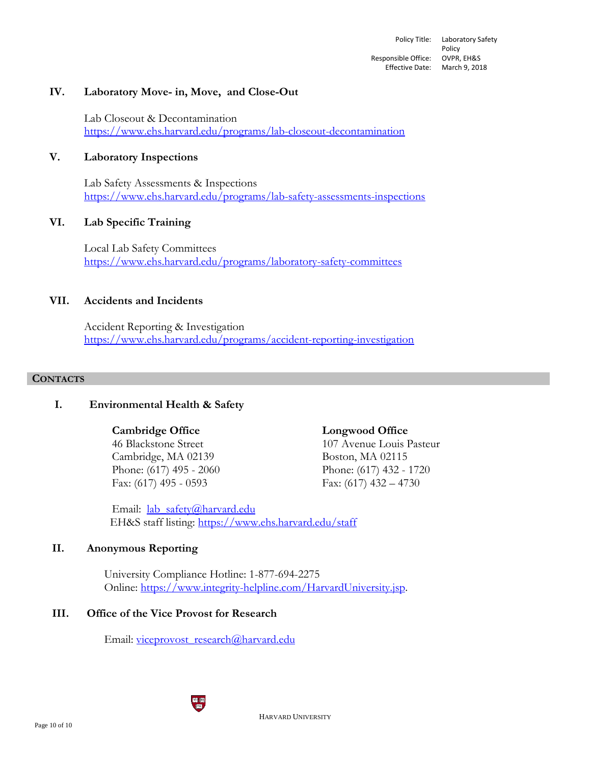### IV. Laboratory Move- in, Move, and Close-Out

Lab Closeout & Decontamination
https://www.ehs.harvard.edu/programs/lab-closeout-decontamination

### V. Laboratory Inspections

Lab Safety Assessments & Inspections
https://www.ehs.harvard.edu/programs/lab-safety-assessments-inspections

### VI. Lab Specific Training

Local Lab Safety Committees
https://www.ehs.harvard.edu/programs/laboratory-safety-committees

### VII. Accidents and Incidents

Accident Reporting & Investigation
https://www.ehs.harvard.edu/programs/accident-reporting-investigation

## CONTACTS

### I. Environmental Health & Safety

**Cambridge Office**
46 Blackstone Street
Cambridge, MA 02139
Phone: (617) 495 - 2060
Fax: (617) 495 - 0593

**Longwood Office**
107 Avenue Louis Pasteur
Boston, MA 02115
Phone: (617) 432 - 1720
Fax: (617) 432 – 4730

Email: lab_safety@harvard.edu
EH&S staff listing: https://www.ehs.harvard.edu/staff

### II. Anonymous Reporting

University Compliance Hotline: 1-877-694-2275
Online: https://www.integrity-helpline.com/HarvardUniversity.jsp.

### III. Office of the Vice Provost for Research

Email: viceprovost_research@harvard.edu